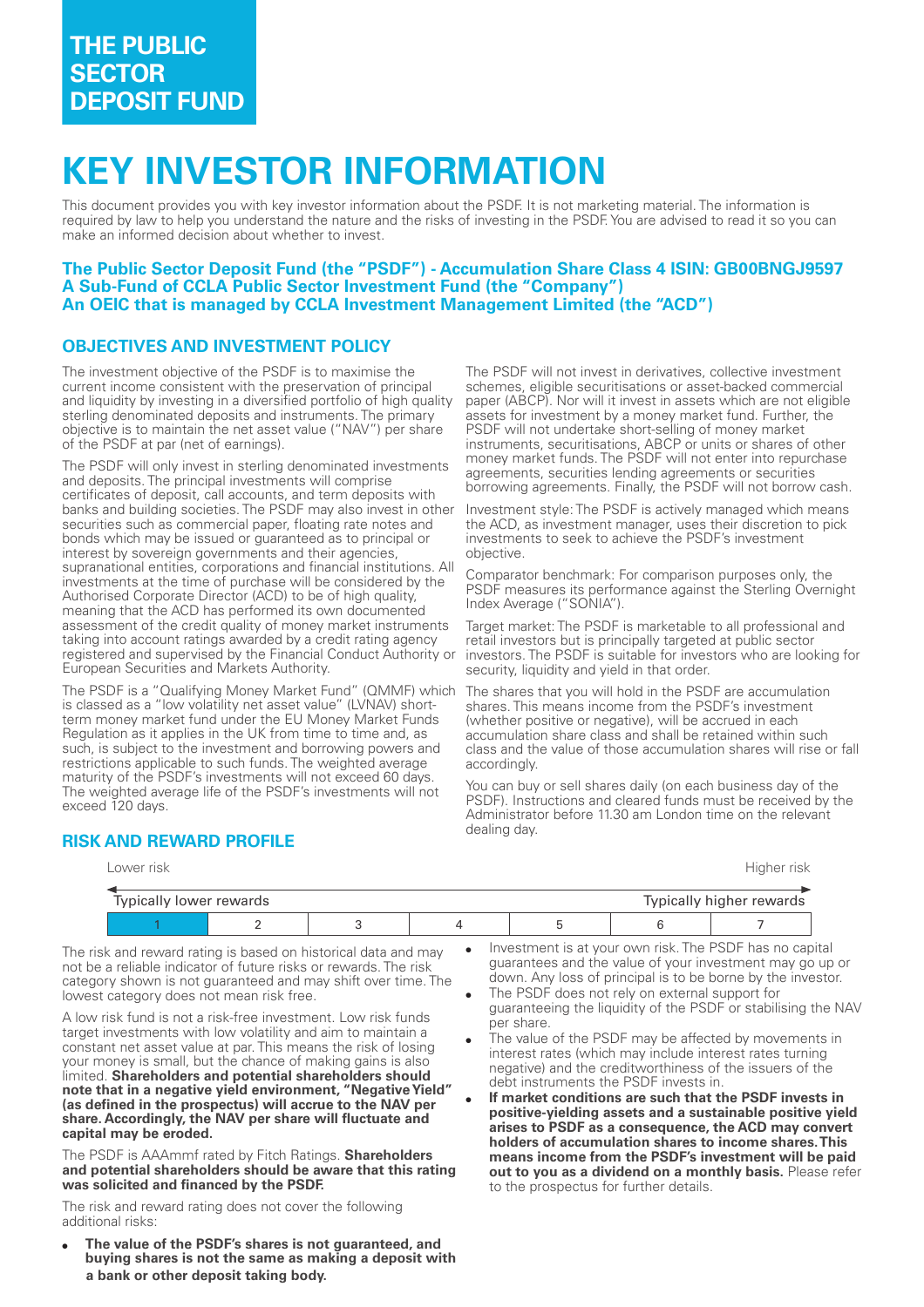# THE PUBLIC SECTOR DEPOSIT FUND

# KEY INVESTOR INFORMATION

This document provides you with key investor information about the PSDF. It is not marketing material. The information is required by law to help you understand the nature and the risks of investing in the PSDF. You are advised to read it so you can make an informed decision about whether to invest.

**The Public Sector Deposit Fund (the "PSDF") - Accumulation Share Class 4 ISIN: GB00BNGJ9597**
**A Sub-Fund of CCLA Public Sector Investment Fund (the "Company")**
**An OEIC that is managed by CCLA Investment Management Limited (the "ACD")**

## OBJECTIVES AND INVESTMENT POLICY

The investment objective of the PSDF is to maximise the current income consistent with the preservation of principal and liquidity by investing in a diversified portfolio of high quality sterling denominated deposits and instruments. The primary objective is to maintain the net asset value ("NAV") per share of the PSDF at par (net of earnings).

The PSDF will only invest in sterling denominated investments and deposits. The principal investments will comprise certificates of deposit, call accounts, and term deposits with banks and building societies. The PSDF may also invest in other securities such as commercial paper, floating rate notes and bonds which may be issued or guaranteed as to principal or interest by sovereign governments and their agencies, supranational entities, corporations and financial institutions. All investments at the time of purchase will be considered by the Authorised Corporate Director (ACD) to be of high quality, meaning that the ACD has performed its own documented assessment of the credit quality of money market instruments taking into account ratings awarded by a credit rating agency registered and supervised by the Financial Conduct Authority or European Securities and Markets Authority.

The PSDF is a "Qualifying Money Market Fund" (QMMF) which is classed as a "low volatility net asset value" (LVNAV) short-term money market fund under the EU Money Market Funds Regulation as it applies in the UK from time to time and, as such, is subject to the investment and borrowing powers and restrictions applicable to such funds. The weighted average maturity of the PSDF's investments will not exceed 60 days. The weighted average life of the PSDF's investments will not exceed 120 days.

The PSDF will not invest in derivatives, collective investment schemes, eligible securitisations or asset-backed commercial paper (ABCP). Nor will it invest in assets which are not eligible assets for investment by a money market fund. Further, the PSDF will not undertake short-selling of money market instruments, securitisations, ABCP or units or shares of other money market funds. The PSDF will not enter into repurchase agreements, securities lending agreements or securities borrowing agreements. Finally, the PSDF will not borrow cash.

Investment style: The PSDF is actively managed which means the ACD, as investment manager, uses their discretion to pick investments to seek to achieve the PSDF's investment objective.

Comparator benchmark: For comparison purposes only, the PSDF measures its performance against the Sterling Overnight Index Average ("SONIA").

Target market: The PSDF is marketable to all professional and retail investors but is principally targeted at public sector investors. The PSDF is suitable for investors who are looking for security, liquidity and yield in that order.

The shares that you will hold in the PSDF are accumulation shares. This means income from the PSDF's investment (whether positive or negative), will be accrued in each accumulation share class and shall be retained within such class and the value of those accumulation shares will rise or fall accordingly.

You can buy or sell shares daily (on each business day of the PSDF). Instructions and cleared funds must be received by the Administrator before 11.30 am London time on the relevant dealing day.

## RISK AND REWARD PROFILE

| Lower risk | | | | | | Higher risk |
|---|---|---|---|---|---|---|
| Typically lower rewards | | | | | | Typically higher rewards |
| **1** | 2 | 3 | 4 | 5 | 6 | 7 |

The risk and reward rating is based on historical data and may not be a reliable indicator of future risks or rewards. The risk category shown is not guaranteed and may shift over time. The lowest category does not mean risk free.

A low risk fund is not a risk-free investment. Low risk funds target investments with low volatility and aim to maintain a constant net asset value at par. This means the risk of losing your money is small, but the chance of making gains is also limited. **Shareholders and potential shareholders should note that in a negative yield environment, "Negative Yield" (as defined in the prospectus) will accrue to the NAV per share. Accordingly, the NAV per share will fluctuate and capital may be eroded.**

The PSDF is AAAmmf rated by Fitch Ratings. **Shareholders and potential shareholders should be aware that this rating was solicited and financed by the PSDF.**

The risk and reward rating does not cover the following additional risks:

- **The value of the PSDF's shares is not guaranteed, and buying shares is not the same as making a deposit with a bank or other deposit taking body.**
- Investment is at your own risk. The PSDF has no capital guarantees and the value of your investment may go up or down. Any loss of principal is to be borne by the investor.
- The PSDF does not rely on external support for guaranteeing the liquidity of the PSDF or stabilising the NAV per share.
- The value of the PSDF may be affected by movements in interest rates (which may include interest rates turning negative) and the creditworthiness of the issuers of the debt instruments the PSDF invests in.
- **If market conditions are such that the PSDF invests in positive-yielding assets and a sustainable positive yield arises to PSDF as a consequence, the ACD may convert holders of accumulation shares to income shares. This means income from the PSDF's investment will be paid out to you as a dividend on a monthly basis.** Please refer to the prospectus for further details.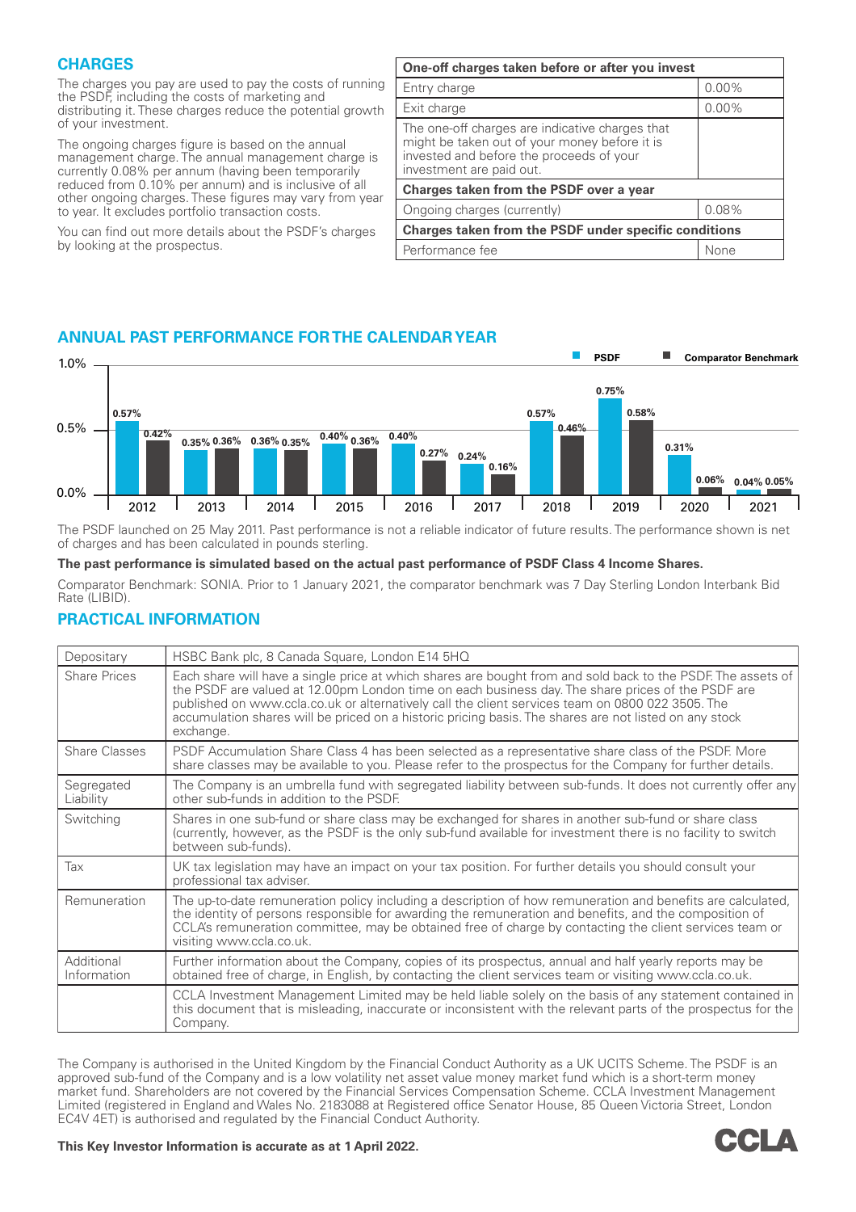## CHARGES

The charges you pay are used to pay the costs of running the PSDF, including the costs of marketing and distributing it. These charges reduce the potential growth of your investment.

The ongoing charges figure is based on the annual management charge. The annual management charge is currently 0.08% per annum (having been temporarily reduced from 0.10% per annum) and is inclusive of all other ongoing charges. These figures may vary from year to year. It excludes portfolio transaction costs.

You can find out more details about the PSDF's charges by looking at the prospectus.

| **One-off charges taken before or after you invest** | |
|---|---|
| Entry charge | 0.00% |
| Exit charge | 0.00% |
| The one-off charges are indicative charges that might be taken out of your money before it is invested and before the proceeds of your investment are paid out. | |
| **Charges taken from the PSDF over a year** | |
| Ongoing charges (currently) | 0.08% |
| **Charges taken from the PSDF under specific conditions** | |
| Performance fee | None |

## ANNUAL PAST PERFORMANCE FOR THE CALENDAR YEAR

PSDF
Comparator Benchmark

1.0%
0.5%
0.0%

2012: 0.57% 0.42%
2013: 0.35% 0.36%
2014: 0.36% 0.35%
2015: 0.40% 0.36%
2016: 0.40% 0.27%
2017: 0.24% 0.16%
2018: 0.57% 0.46%
2019: 0.75% 0.58%
2020: 0.31% 0.06%
2021: 0.04% 0.05%

The PSDF launched on 25 May 2011. Past performance is not a reliable indicator of future results. The performance shown is net of charges and has been calculated in pounds sterling.

**The past performance is simulated based on the actual past performance of PSDF Class 4 Income Shares.**

Comparator Benchmark: SONIA. Prior to 1 January 2021, the comparator benchmark was 7 Day Sterling London Interbank Bid Rate (LIBID).

## PRACTICAL INFORMATION

| | |
|---|---|
| Depositary | HSBC Bank plc, 8 Canada Square, London E14 5HQ |
| Share Prices | Each share will have a single price at which shares are bought from and sold back to the PSDF. The assets of the PSDF are valued at 12.00pm London time on each business day. The share prices of the PSDF are published on www.ccla.co.uk or alternatively call the client services team on 0800 022 3505. The accumulation shares will be priced on a historic pricing basis. The shares are not listed on any stock exchange. |
| Share Classes | PSDF Accumulation Share Class 4 has been selected as a representative share class of the PSDF. More share classes may be available to you. Please refer to the prospectus for the Company for further details. |
| Segregated Liability | The Company is an umbrella fund with segregated liability between sub-funds. It does not currently offer any other sub-funds in addition to the PSDF. |
| Switching | Shares in one sub-fund or share class may be exchanged for shares in another sub-fund or share class (currently, however, as the PSDF is the only sub-fund available for investment there is no facility to switch between sub-funds). |
| Tax | UK tax legislation may have an impact on your tax position. For further details you should consult your professional tax adviser. |
| Remuneration | The up-to-date remuneration policy including a description of how remuneration and benefits are calculated, the identity of persons responsible for awarding the remuneration and benefits, and the composition of CCLA's remuneration committee, may be obtained free of charge by contacting the client services team or visiting www.ccla.co.uk. |
| Additional Information | Further information about the Company, copies of its prospectus, annual and half yearly reports may be obtained free of charge, in English, by contacting the client services team or visiting www.ccla.co.uk. |
| | CCLA Investment Management Limited may be held liable solely on the basis of any statement contained in this document that is misleading, inaccurate or inconsistent with the relevant parts of the prospectus for the Company. |

The Company is authorised in the United Kingdom by the Financial Conduct Authority as a UK UCITS Scheme. The PSDF is an approved sub-fund of the Company and is a low volatility net asset value money market fund which is a short-term money market fund. Shareholders are not covered by the Financial Services Compensation Scheme. CCLA Investment Management Limited (registered in England and Wales No. 2183088 at Registered office Senator House, 85 Queen Victoria Street, London EC4V 4ET) is authorised and regulated by the Financial Conduct Authority.

**This Key Investor Information is accurate as at 1 April 2022.**

CCLA